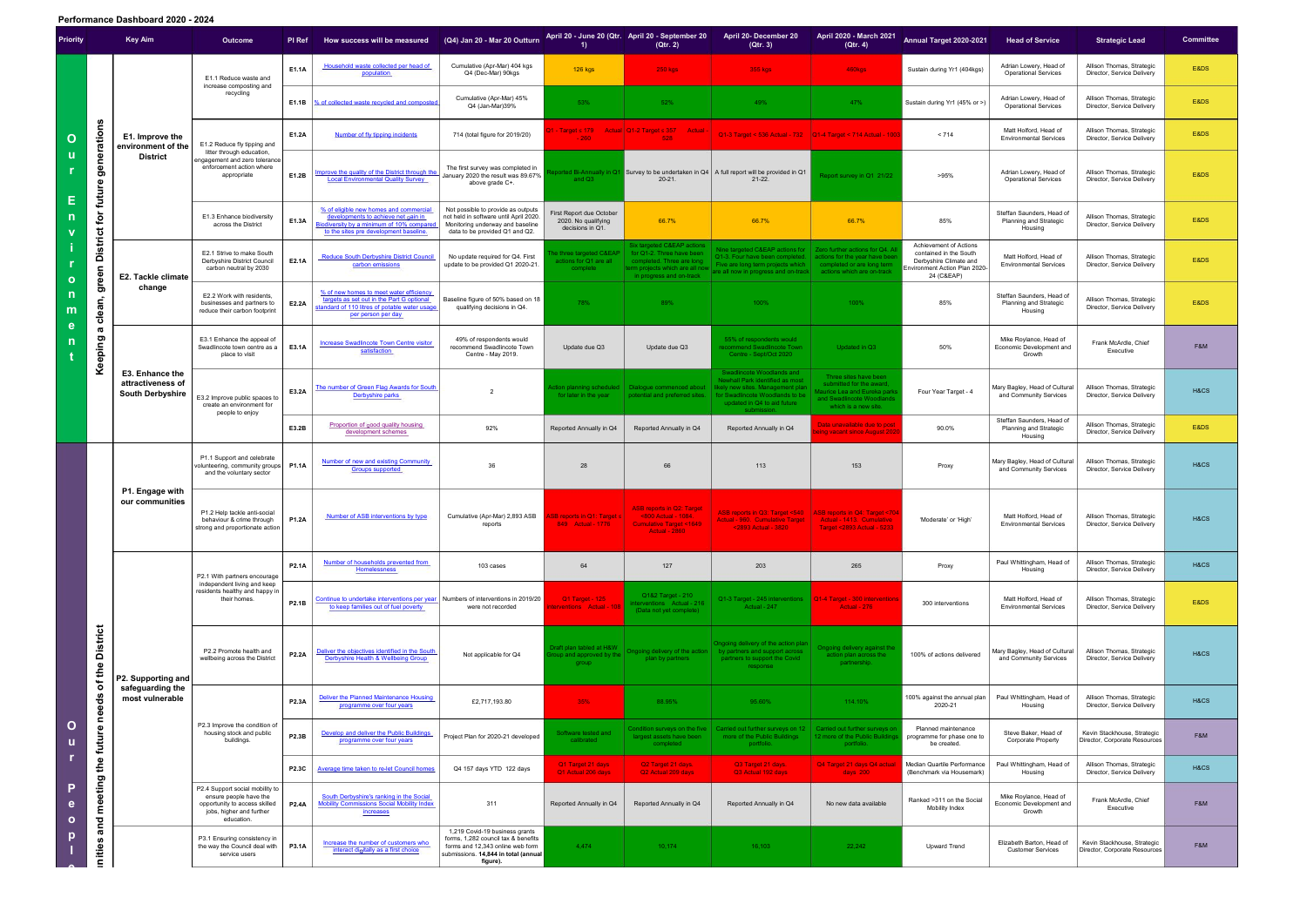**Performance Dashboard 2020 - 2024**

| Priority | Key Aim | | Outcome | PI Ref | How success will be measured | (Q4) Jan 20 - Mar 20 Outturn | April 20 - June 20 (Qtr. 1) | April 20 - September 20 (Qtr. 2) | April 20- December 20 (Qtr. 3) | April 2020 - March 2021 (Qtr. 4) | Annual Target 2020-2021 | Head of Service | Strategic Lead | Committee |
|---|---|---|---|---|---|---|---|---|---|---|---|---|---|---|
| Our Environment | Keeping a clean, green District for future generations | E1. Improve the environment of the District | E1.1 Reduce waste and increase composting and recycling | E1.1A | Household waste collected per head of population | Cumulative (Apr-Mar) 404 kgs Q4 (Dec-Mar) 90kgs | 126 kgs | 258 kgs | 355 kgs | 480kgs | Sustain during Yr1 (404kgs) | Adrian Lowery, Head of Operational Services | Allison Thomas, Strategic Director, Service Delivery | E&DS |
| | | | | E1.1B | % of collected waste recycled and composted | Cumulative (Apr-Mar) 45% Q4 (Jan-Mar)39% | 53% | 52% | 49% | 47% | Sustain during Yr1 (45% or >) | Adrian Lowery, Head of Operational Services | Allison Thomas, Strategic Director, Service Delivery | E&DS |
| | | | E1.2 Reduce fly tipping and litter through education, engagement and zero tolerance enforcement action where appropriate | E1.2A | Number of fly tipping incidents | 714 (total figure for 2019/20) | Q1 - Target ≤ 179 Actual - 280 | Q1-2 Target ≤ 357 Actual - 528 | Q1-3 Target < 536 Actual - 732 | Q1-4 Target < 714 Actual - 1003 | < 714 | Matt Holford, Head of Environmental Services | Allison Thomas, Strategic Director, Service Delivery | E&DS |
| | | | | E1.2B | Improve the quality of the District through the Local Environmental Quality Survey | The first survey was completed in January 2020 the result was 89.67% above grade C+. | Reported Bi-Annually in Q1 and Q3 | Survey to be undertaken in Q4 20-21. | A full report will be provided in Q1 21-22. | Report survey in Q1 21/22 | >95% | Adrian Lowery, Head of Operational Services | Allison Thomas, Strategic Director, Service Delivery | E&DS |
| | | | E1.3 Enhance biodiversity across the District | E1.3A | % of eligible new homes and commercial developments to achieve net gain in Biodiversity by a minimum of 10% compared to the sites pre development baseline. | Not possible to provide as outputs not held in software until April 2020. Monitoring underway and baseline data to be provided Q1 and Q2. | First Report due October 2020. No qualifying decisions in Q1. | 66.7% | 66.7% | 66.7% | 85% | Steffan Saunders, Head of Planning and Strategic Housing | Allison Thomas, Strategic Director, Service Delivery | E&DS |
| | | E2. Tackle climate change | E2.1 Strive to make South Derbyshire District Council carbon neutral by 2030 | E2.1A | Reduce South Derbyshire District Council carbon emissions | No update required for Q4. First update to be provided Q1 2020-21. | The three targeted C&EAP actions for Q1 are all complete | Six targeted C&EAP actions for Q1-2. Three have been completed. Three are long term projects which are all now in progress and on-track | Nine targeted C&EAP actions for Q1-3. Four have been completed. Five are long term projects which are all now in progress and on-track | Zero further actions for Q4. All actions for the year have been completed or are long term actions which are on-track | Achievement of Actions contained in the South Derbyshire Climate and Environment Action Plan 2020-24 (C&EAP) | Matt Holford, Head of Environmental Services | Allison Thomas, Strategic Director, Service Delivery | E&DS |
| | | | E2.2 Work with residents, businesses and partners to reduce their carbon footprint | E2.2A | % of new homes to meet water efficiency targets as set out in the Part G optional standard of 110 litres of potable water usage per person per day | Baseline figure of 50% based on 18 qualifying decisions in Q4. | 78% | 89% | 100% | 100% | 85% | Steffan Saunders, Head of Planning and Strategic Housing | Allison Thomas, Strategic Director, Service Delivery | E&DS |
| | | E3. Enhance the attractiveness of South Derbyshire | E3.1 Enhance the appeal of Swadlincote Town centre as a place to visit | E3.1A | Increase Swadlincote Town Centre visitor satisfaction | 49% of respondents would recommend Swadlincote Town Centre - May 2019. | Update due Q3 | Update due Q3 | 55% of respondents would recommend Swadlincote Town Centre - Sept/Oct 2020 | Updated in Q3 | 50% | Mike Roylance, Head of Economic Development and Growth | Frank McArdle, Chief Executive | F&M |
| | | | E3.2 Improve public spaces to create an environment for people to enjoy | E3.2A | The number of Green Flag Awards for South Derbyshire parks | 2 | Action planning scheduled for later in the year | Dialogue commenced about potential and preferred sites. | Swadlincote Woodlands and Newhall Park identified as most likely new sites. Management plan for Swadlincote Woodlands to be updated in Q4 to aid future submission. | Three sites have been submitted for the award, Maurice Lea and Eureka parks and Swadlincote Woodlands which is a new site. | Four Year Target - 4 | Mary Bagley, Head of Cultural and Community Services | Allison Thomas, Strategic Director, Service Delivery | H&CS |
| | | | | E3.2B | Proportion of good quality housing development schemes | 92% | Reported Annually in Q4 | Reported Annually in Q4 | Reported Annually in Q4 | Data unavailable due to post being vacant since August 2020 | 90.0% | Steffan Saunders, Head of Planning and Strategic Housing | Allison Thomas, Strategic Director, Service Delivery | E&DS |
| Our People | ...unities and meeting the future needs of the District | P1. Engage with our communities | P1.1 Support and celebrate volunteering, community groups and the voluntary sector | P1.1A | Number of new and existing Community Groups supported | 36 | 28 | 66 | 113 | 153 | Proxy | Mary Bagley, Head of Cultural and Community Services | Allison Thomas, Strategic Director, Service Delivery | H&CS |
| | | | P1.2 Help tackle anti-social behaviour & crime through strong and proportionate action | P1.2A | Number of ASB interventions by type | Cumulative (Apr-Mar) 2,893 ASB reports | ASB reports in Q1. Target ≤ 849 Actual - 1776 | ASB reports in Q2. Target <800 Actual - 1084. Cumulative Target <1649 Actual - 2860 | ASB reports in Q3. Target <510 Actual - 960. Cumulative Target <2893 Actual - 3820 | ASB reports in Q4. Target <704 Actual - 1413. Cumulative Target <2893 Actual - 5233 | 'Moderate' or 'High' | Matt Holford, Head of Environmental Services | Allison Thomas, Strategic Director, Service Delivery | H&CS |
| | | P2. Supporting and safeguarding the most vulnerable | P2.1 With partners encourage independent living and keep residents healthy and happy in their homes. | P2.1A | Number of households prevented from Homelessness | 103 cases | 64 | 127 | 203 | 265 | Proxy | Paul Whittingham, Head of Housing | Allison Thomas, Strategic Director, Service Delivery | H&CS |
| | | | | P2.1B | Continue to undertake interventions per year to keep families out of fuel poverty | Numbers of interventions in 2019/20 were not recorded | Q1 Target - 125 interventions Actual - 108 | Q1&2 Target - 210 interventions Actual - 216 (Data not yet complete) | Q1-3 Target - 245 interventions Actual - 247 | Q1-4 Target - 300 interventions Actual - 276 | 300 interventions | Matt Holford, Head of Environmental Services | Allison Thomas, Strategic Director, Service Delivery | E&DS |
| | | | P2.2 Promote health and wellbeing across the District | P2.2A | Deliver the objectives identified in the South Derbyshire Health & Wellbeing Group | Not applicable for Q4 | Draft plan tabled at H&W Group and approved by the group | Ongoing delivery of the action plan by partners | Ongoing delivery of the action plan by partners and support across partners to support the Covid response | Ongoing delivery against the action plan across the partnership. | 100% of actions delivered | Mary Bagley, Head of Cultural and Community Services | Allison Thomas, Strategic Director, Service Delivery | H&CS |
| | | | P2.3 Improve the condition of housing stock and public buildings. | P2.3A | Deliver the Planned Maintenance Housing programme over four years | £2,717,193.80 | 35% | 88.95% | 98.60% | 114.10% | 100% against the annual plan 2020-21 | Paul Whittingham, Head of Housing | Allison Thomas, Strategic Director, Service Delivery | H&CS |
| | | | | P2.3B | Develop and deliver the Public Buildings programme over four years | Project Plan for 2020-21 developed | Software tested and calibrated | Condition surveys on the five largest assets have been completed | Carried out further surveys on 12 more of the Public Buildings portfolio. | Carried out further surveys on 12 more of the Public Buildings portfolio. | Planned maintenance programme for phase one to be created. | Steve Baker, Head of Corporate Property | Kevin Stackhouse, Strategic Director, Corporate Resources | F&M |
| | | | | P2.3C | Average time taken to re-let Council homes | Q4 157 days YTD 122 days | Q1 Target 21 days Q1 Actual 206 days | Q2 Target 21 days Q2 Actual 209 days | Q3 Target 21 days Q3 Actual 192 days | Q4 Target 21 days Q4 actual days 200 | Median Quartile Performance (Benchmark via Housemark) | Paul Whittingham, Head of Housing | Allison Thomas, Strategic Director, Service Delivery | H&CS |
| | | | P2.4 Support social mobility to ensure people have the opportunity to access skilled jobs, higher and further education. | P2.4A | South Derbyshire's ranking in the Social Mobility Commissions Social Mobility Index increases | 311 | Reported Annually in Q4 | Reported Annually in Q4 | Reported Annually in Q4 | No new data available | Ranked >311 on the Social Mobility Index | Mike Roylance, Head of Economic Development and Growth | Frank McArdle, Chief Executive | F&M |
| | | | P3.1 Ensuring consistency in the way the Council deal with service users | P3.1A | Increase the number of customers who interact digitally as a first choice | 1,219 Covid-19 business grants forms, 1,282 council tax & benefits forms and 12,343 online web form submissions. **14,844 in total (annual figure).** | 4,474 | 10,174 | 16,103 | 22,242 | Upward Trend | Elizabeth Barton, Head of Customer Services | Kevin Stackhouse, Strategic Director, Corporate Resources | F&M |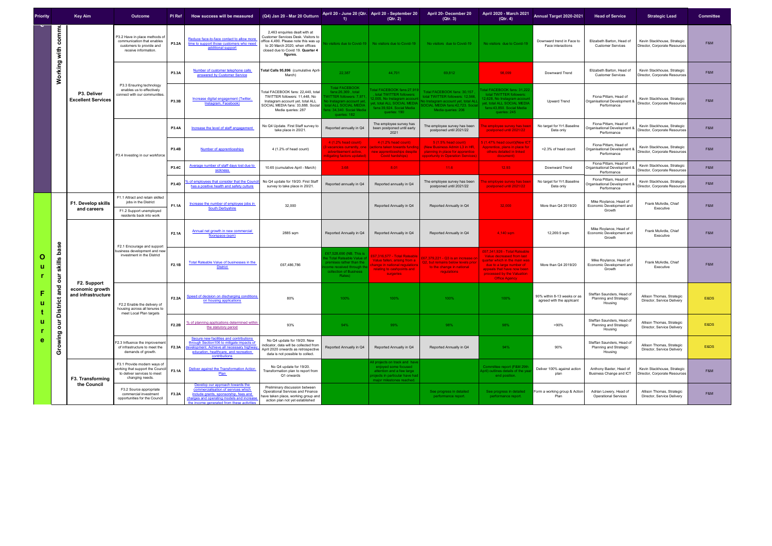| Priority | Key Aim | | Outcome | PI Ref | How success will be measured | (Q4) Jan 20 - Mar 20 Outturn | April 20 - June 20 (Qtr. 1) | April 20 - September 20 (Qtr. 2) | April 20- December 20 (Qtr. 3) | April 2020 - March 2021 (Qtr. 4) | Annual Target 2020-2021 | Head of Service | Strategic Lead | Committee |
|---|---|---|---|---|---|---|---|---|---|---|---|---|---|---|
| | Working with comm | P3. Deliver Excellent Services | P3.2 Have in place methods of communication that enables customers to provide and receive information. | P3.2A | Reduce face-to-face contact to allow more time to support those customers who need additional support | 2,463 enquiries dealt with at Customer Services Desk. Visitors to office 4,490. Please note this was up to 20 March 2020, when offices closed due to Covid 19. **Quarter 4 figures.** | No visitors due to Covid-19 | No visitors due to Covid-19 | No visitors due to Covid-19 | No visitors due to Covid-19 | Downward trend in Face to Face interactions | Elizabeth Barton, Head of Customer Services | Kevin Stackhouse, Strategic Director, Corporate Resources | F&M |
| | | | P3.3 Ensuring technology enables us to effectively connect with our communities. | P3.3A | Number of customer telephone calls answered by Customer Service | **Total Calls 95,896** (cumulative April-March) | 22,387 | 44,701 | 69,812 | 98,699 | Downward Trend | Elizabeth Barton, Head of Customer Services | Kevin Stackhouse, Strategic Director, Corporate Resources | F&M |
| | | | | P3.3B | Increase digital engagement (Twitter, Instagram, Facebook) | Total FACEBOOK fans: 22,440, total TWITTER followers: 11,448, No Instagram account yet, total ALL SOCIAL MEDIA fans: 33,888. Social Media queries: 287 | Total FACEBOOK fans:26,369 , total TWITTER followers: 7,971, No Instagram account yet, total ALL SOCIAL MEDIA fans: 34,340. Social Media queries: 182 | Total FACEBOOK fans:27,919 , total TWITTER followers: 12,005, No Instagram account yet, total ALL SOCIAL MEDIA fans:39,924. Social Media queries: 190 | Total FACEBOOK fans: 30,157 , total TWITTER followers: 12,566, No Instagram account yet, total ALL SOCIAL MEDIA fans:42,723. Social Media queries: 206 | Total FACEBOOK fans: 31,222 , total TWITTER followers: 12,628, No Instagram account yet, total ALL SOCIAL MEDIA fans:43,850. Social Media queries: 245 | Upward Trend | Fiona Pittam, Head of Organisational Development & Performance | Kevin Stackhouse, Strategic Director, Corporate Resources | F&M |
| | | | P3.4 Investing in our workforce | P3.4A | Increase the level of staff engagement | No Q4 Update. First Staff survey to take place in 20/21. | Reported annually in Q4 | The employee survey has been postponed until early 2021 | The employee survey has been postponed until 2021/22 | The employee survey has been postponed until 2021/22 | No target for Yr1.Baseline Data only | Fiona Pittam, Head of Organisational Development & Performance | Kevin Stackhouse, Strategic Director, Corporate Resources | F&M |
| | | | | P3.4B | Number of apprenticeships | 4 (1.2% of head count) | 4 (1.2% head count) (3 vacancies currently, one advertisement active, mitigating factors updated) | 4 (1.2% head count) (actions taken towards funding new apprenticeships despite Covid hardships) | 5 (1.5% head count) (New Business Admin L3 in HR, planning in place for apprentice opportunity in Operation Services) | 5 (1.47% head count)(New ICT Apprentice, plans in place for others detailed in linked document) | >2.3% of head count | Fiona Pittam, Head of Organisational Development & Performance | Kevin Stackhouse, Strategic Director, Corporate Resources | F&M |
| | | | | P3.4C | Average number of staff days lost due to sickness | 10.65 (cumulative April - March) | 3.68 | 6.01 | 11.6 | 12.93 | Downward Trend | Fiona Pittam, Head of Organisational Development & Performance | Kevin Stackhouse, Strategic Director, Corporate Resources | F&M |
| | | | | P3.4D | % of employees that consider that the Council has a positive health and safety culture | No Q4 update for 19/20. First Staff survey to take place in 20/21. | Reported annually in Q4 | Reported annually in Q4 | The employee survey has been postponed until 2021/22 | The employee survey has been postponed until 2021/22 | No target for Yr1.Baseline Data only | Fiona Pittam, Head of Organisational Development & Performance | Kevin Stackhouse, Strategic Director, Corporate Resources | F&M |
| Our Future | Growing our District and our skills base | F1. Develop skills and careers | F1.1 Attract and retain skilled jobs in the District<br>F1.2 Support unemployed residents back into work | F1.1A | Increase the number of employee jobs in South Derbyshire | 32,000 | | Reported Annually in Q4 | Reported Annually in Q4 | 32,000 | More than Q4 2019/20 | Mike Roylance, Head of Economic Development and Growth | Frank McArdle, Chief Executive | F&M |
| | | F2. Support economic growth and infrastructure | F2.1 Encourage and support business development and new investment in the District | F2.1A | Annual net growth in new commercial floorspace (sqm) | 2885 sqm | Reported Annually in Q4 | Reported Annually in Q4 | Reported Annually in Q4 | 4,140 sqm | 12,269.5 sqm | Mike Roylance, Head of Economic Development and Growth | Frank McArdle, Chief Executive | F&M |
| | | | | F2.1B | Total Rateable Value of businesses in the District | £67,486,786 | £67,528,690 (NB. This is the Total Rateable Value of premises rather than the income received through the collection of Business Rates) | £67,516,577 - Total Rateable Value fallen, arising from a change in national regulations relating to cashpoints and surgeries | £67,379,221 - Q3 is an increase on Q2, but remains below levels prior to the change in national regulations | £57,311,925 - Total Rateable Value decreased from last quarter which in the main was due to a large number of appeals that have now been processed by the Valuation Office Agency | More than Q4 2019/20 | Mike Roylance, Head of Economic Development and Growth | Frank McArdle, Chief Executive | F&M |
| | | | F2.2 Enable the delivery of housing across all tenures to meet Local Plan targets | F2.2A | Speed of decision on discharging conditions on housing applications | 80% | 100% | 100% | 100% | 100% | 90% within 8-13 weeks or as agreed with the applicant | Steffan Saunders, Head of Planning and Strategic Housing | Allison Thomas, Strategic Director, Service Delivery | E&DS |
| | | | | F2.2B | % of planning applications determined within the statutory period | 93% | 94% | 99% | 98% | 98% | >90% | Steffan Saunders, Head of Planning and Strategic Housing | Allison Thomas, Strategic Director, Service Delivery | E&DS |
| | | | F2.3 Influence the improvement of infrastructure to meet the demands of growth. | F2.3A | Secure new facilities and contributions through Section106 to mitigate impacts of development. Achieve all necessary highway, education, healthcare, and recreation contributions | No Q4 update for 19/20. New indicator, data will be collected from April 2020 onwards as retrospective data is not possible to collect. | Reported Annually in Q4 | Reported Annually in Q4 | Reported Annually in Q4 | 94% | 90% | Steffan Saunders, Head of Planning and Strategic Housing | Allison Thomas, Strategic Director, Service Delivery | E&DS |
| | | F3. Transforming the Council | F3.1 Provide modern ways of working that support the Council to deliver services to meet changing needs. | F3.1A | Deliver against the Transformation Action Plan | No Q4 update for 19/20. Transformation plan to report from Q1 onwards | | All projects on track and have enjoyed some focused attention and a few large projects in particular have had major milestones reached. | | Committee report (F&M 29th April) outlines details of the year end position. | Deliver 100% against action plan | Anthony Baxter, Head of Business Change and ICT | Kevin Stackhouse, Strategic Director, Corporate Resources | F&M |
| | | | F3.2 Source appropriate commercial investment opportunities for the Council | F3.2A | Develop our approach towards the commercialisation of services which include grants, sponsorship, fees and charges and operating models and increase the income generated from these activities | Preliminary discussion between Operational Services and Finance have taken place, working group and action plan not yet established | | | See progress in detailed performance report. | See progress in detailed performance report. | Form a working group & Action Plan | Adrian Lowery, Head of Operational Services | Allison Thomas, Strategic Director, Service Delivery | F&M |